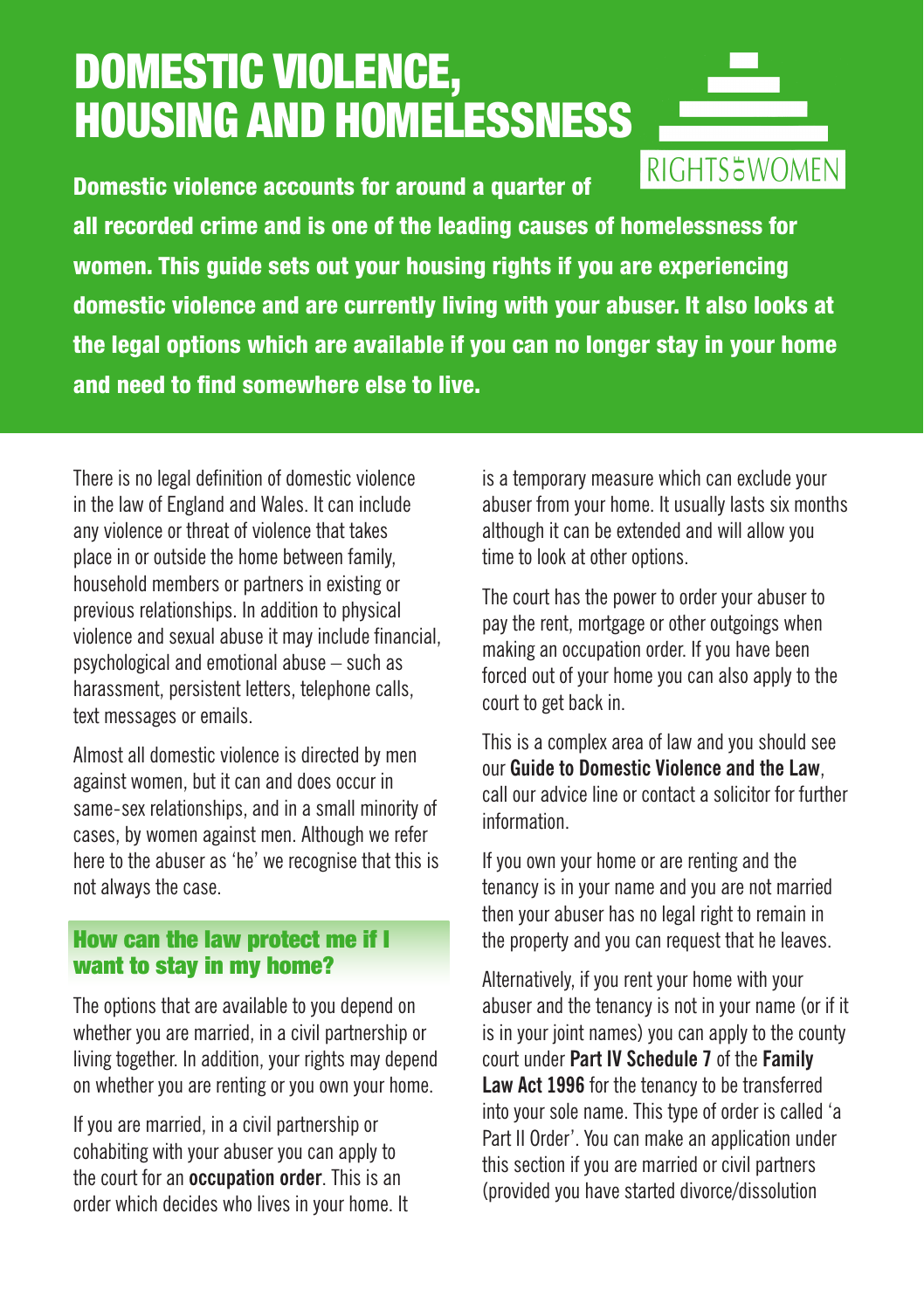# DOMESTIC VIOLENCE, HOUSING AND HOMELESSNESS

RIGHTS OF WOMEN

**Domestic violence accounts for around a quarter of all recorded crime and is one of the leading causes of homelessness for women. This guide sets out your housing rights if you are experiencing domestic violence and are currently living with your abuser. It also looks at the legal options which are available if you can no longer stay in your home and need to find somewhere else to live.**

There is no legal definition of domestic violence in the law of England and Wales. It can include any violence or threat of violence that takes place in or outside the home between family, household members or partners in existing or previous relationships. In addition to physical violence and sexual abuse it may include financial, psychological and emotional abuse – such as harassment, persistent letters, telephone calls, text messages or emails.

Almost all domestic violence is directed by men against women, but it can and does occur in same-sex relationships, and in a small minority of cases, by women against men. Although we refer here to the abuser as 'he' we recognise that this is not always the case.

## How can the law protect me if I want to stay in my home?

The options that are available to you depend on whether you are married, in a civil partnership or living together. In addition, your rights may depend on whether you are renting or you own your home.

If you are married, in a civil partnership or cohabiting with your abuser you can apply to the court for an **occupation order**. This is an order which decides who lives in your home. It is a temporary measure which can exclude your abuser from your home. It usually lasts six months although it can be extended and will allow you time to look at other options.

The court has the power to order your abuser to pay the rent, mortgage or other outgoings when making an occupation order. If you have been forced out of your home you can also apply to the court to get back in.

This is a complex area of law and you should see our **Guide to Domestic Violence and the Law**, call our advice line or contact a solicitor for further information.

If you own your home or are renting and the tenancy is in your name and you are not married then your abuser has no legal right to remain in the property and you can request that he leaves.

Alternatively, if you rent your home with your abuser and the tenancy is not in your name (or if it is in your joint names) you can apply to the county court under **Part IV Schedule 7** of the **Family Law Act 1996** for the tenancy to be transferred into your sole name. This type of order is called 'a Part II Order'. You can make an application under this section if you are married or civil partners (provided you have started divorce/dissolution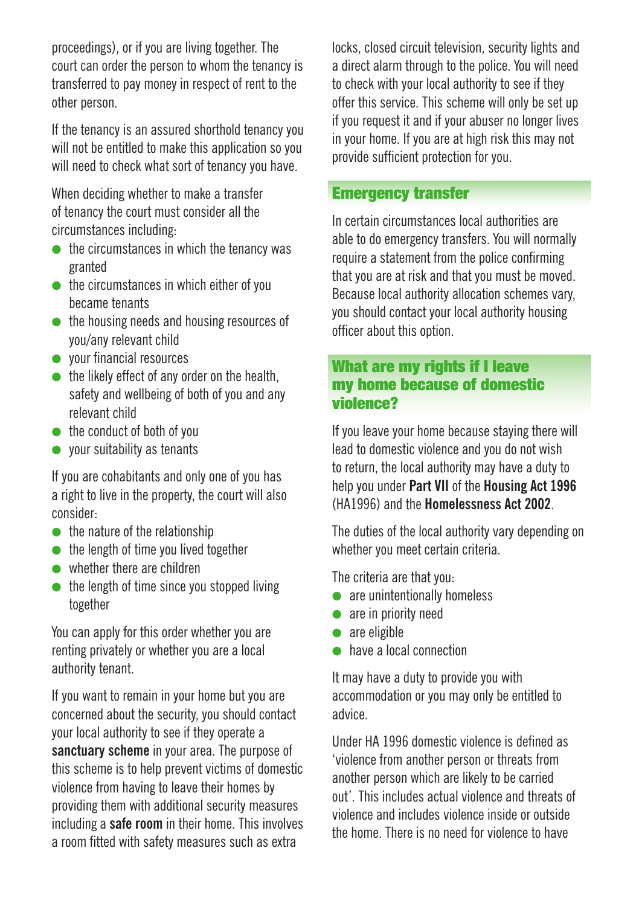proceedings), or if you are living together. The court can order the person to whom the tenancy is transferred to pay money in respect of rent to the other person.

If the tenancy is an assured shorthold tenancy you will not be entitled to make this application so you will need to check what sort of tenancy you have.

When deciding whether to make a transfer of tenancy the court must consider all the circumstances including:

- the circumstances in which the tenancy was granted
- the circumstances in which either of you became tenants
- the housing needs and housing resources of you/any relevant child
- your financial resources
- the likely effect of any order on the health, safety and wellbeing of both of you and any relevant child
- the conduct of both of you
- your suitability as tenants

If you are cohabitants and only one of you has a right to live in the property, the court will also consider:

- the nature of the relationship
- the length of time you lived together
- whether there are children
- the length of time since you stopped living together

You can apply for this order whether you are renting privately or whether you are a local authority tenant.

If you want to remain in your home but you are concerned about the security, you should contact your local authority to see if they operate a **sanctuary scheme** in your area. The purpose of this scheme is to help prevent victims of domestic violence from having to leave their homes by providing them with additional security measures including a **safe room** in their home. This involves a room fitted with safety measures such as extra locks, closed circuit television, security lights and a direct alarm through to the police. You will need to check with your local authority to see if they offer this service. This scheme will only be set up if you request it and if your abuser no longer lives in your home. If you are at high risk this may not provide sufficient protection for you.

## Emergency transfer

In certain circumstances local authorities are able to do emergency transfers. You will normally require a statement from the police confirming that you are at risk and that you must be moved. Because local authority allocation schemes vary, you should contact your local authority housing officer about this option.

## What are my rights if I leave my home because of domestic violence?

If you leave your home because staying there will lead to domestic violence and you do not wish to return, the local authority may have a duty to help you under **Part VII** of the **Housing Act 1996** (HA1996) and the **Homelessness Act 2002**.

The duties of the local authority vary depending on whether you meet certain criteria.

The criteria are that you:

- are unintentionally homeless
- are in priority need
- are eligible
- have a local connection

It may have a duty to provide you with accommodation or you may only be entitled to advice.

Under HA 1996 domestic violence is defined as 'violence from another person or threats from another person which are likely to be carried out'. This includes actual violence and threats of violence and includes violence inside or outside the home. There is no need for violence to have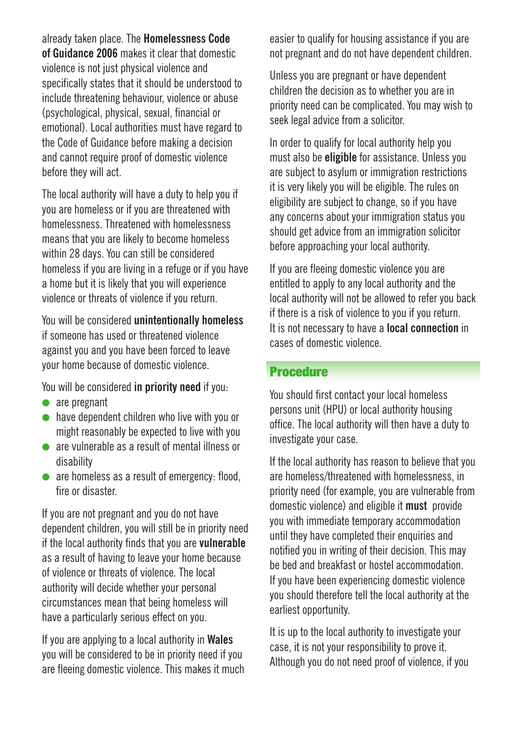already taken place. The **Homelessness Code of Guidance 2006** makes it clear that domestic violence is not just physical violence and specifically states that it should be understood to include threatening behaviour, violence or abuse (psychological, physical, sexual, financial or emotional). Local authorities must have regard to the Code of Guidance before making a decision and cannot require proof of domestic violence before they will act.

The local authority will have a duty to help you if you are homeless or if you are threatened with homelessness. Threatened with homelessness means that you are likely to become homeless within 28 days. You can still be considered homeless if you are living in a refuge or if you have a home but it is likely that you will experience violence or threats of violence if you return.

You will be considered **unintentionally homeless** if someone has used or threatened violence against you and you have been forced to leave your home because of domestic violence.

You will be considered **in priority need** if you:

- are pregnant
- have dependent children who live with you or might reasonably be expected to live with you
- are vulnerable as a result of mental illness or disability
- are homeless as a result of emergency: flood, fire or disaster.

If you are not pregnant and you do not have dependent children, you will still be in priority need if the local authority finds that you are **vulnerable** as a result of having to leave your home because of violence or threats of violence. The local authority will decide whether your personal circumstances mean that being homeless will have a particularly serious effect on you.

If you are applying to a local authority in **Wales** you will be considered to be in priority need if you are fleeing domestic violence. This makes it much easier to qualify for housing assistance if you are not pregnant and do not have dependent children.

Unless you are pregnant or have dependent children the decision as to whether you are in priority need can be complicated. You may wish to seek legal advice from a solicitor.

In order to qualify for local authority help you must also be **eligible** for assistance. Unless you are subject to asylum or immigration restrictions it is very likely you will be eligible. The rules on eligibility are subject to change, so if you have any concerns about your immigration status you should get advice from an immigration solicitor before approaching your local authority.

If you are fleeing domestic violence you are entitled to apply to any local authority and the local authority will not be allowed to refer you back if there is a risk of violence to you if you return. It is not necessary to have a **local connection** in cases of domestic violence.

## Procedure

You should first contact your local homeless persons unit (HPU) or local authority housing office. The local authority will then have a duty to investigate your case.

If the local authority has reason to believe that you are homeless/threatened with homelessness, in priority need (for example, you are vulnerable from domestic violence) and eligible it **must** provide you with immediate temporary accommodation until they have completed their enquiries and notified you in writing of their decision. This may be bed and breakfast or hostel accommodation. If you have been experiencing domestic violence you should therefore tell the local authority at the earliest opportunity.

It is up to the local authority to investigate your case, it is not your responsibility to prove it. Although you do not need proof of violence, if you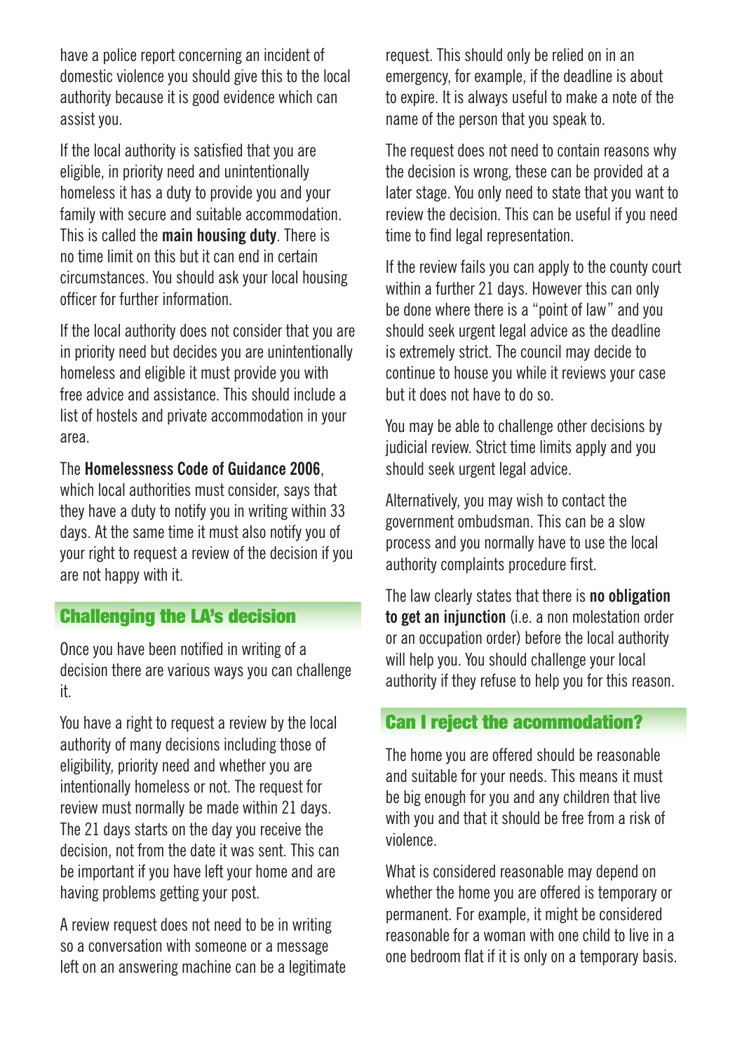have a police report concerning an incident of domestic violence you should give this to the local authority because it is good evidence which can assist you.

If the local authority is satisfied that you are eligible, in priority need and unintentionally homeless it has a duty to provide you and your family with secure and suitable accommodation. This is called the **main housing duty**. There is no time limit on this but it can end in certain circumstances. You should ask your local housing officer for further information.

If the local authority does not consider that you are in priority need but decides you are unintentionally homeless and eligible it must provide you with free advice and assistance. This should include a list of hostels and private accommodation in your area.

The **Homelessness Code of Guidance 2006**, which local authorities must consider, says that they have a duty to notify you in writing within 33 days. At the same time it must also notify you of your right to request a review of the decision if you are not happy with it.

## Challenging the LA's decision

Once you have been notified in writing of a decision there are various ways you can challenge it.

You have a right to request a review by the local authority of many decisions including those of eligibility, priority need and whether you are intentionally homeless or not. The request for review must normally be made within 21 days. The 21 days starts on the day you receive the decision, not from the date it was sent. This can be important if you have left your home and are having problems getting your post.

A review request does not need to be in writing so a conversation with someone or a message left on an answering machine can be a legitimate request. This should only be relied on in an emergency, for example, if the deadline is about to expire. It is always useful to make a note of the name of the person that you speak to.

The request does not need to contain reasons why the decision is wrong, these can be provided at a later stage. You only need to state that you want to review the decision. This can be useful if you need time to find legal representation.

If the review fails you can apply to the county court within a further 21 days. However this can only be done where there is a "point of law" and you should seek urgent legal advice as the deadline is extremely strict. The council may decide to continue to house you while it reviews your case but it does not have to do so.

You may be able to challenge other decisions by judicial review. Strict time limits apply and you should seek urgent legal advice.

Alternatively, you may wish to contact the government ombudsman. This can be a slow process and you normally have to use the local authority complaints procedure first.

The law clearly states that there is **no obligation to get an injunction** (i.e. a non molestation order or an occupation order) before the local authority will help you. You should challenge your local authority if they refuse to help you for this reason.

## Can I reject the accommodation?

The home you are offered should be reasonable and suitable for your needs. This means it must be big enough for you and any children that live with you and that it should be free from a risk of violence.

What is considered reasonable may depend on whether the home you are offered is temporary or permanent. For example, it might be considered reasonable for a woman with one child to live in a one bedroom flat if it is only on a temporary basis.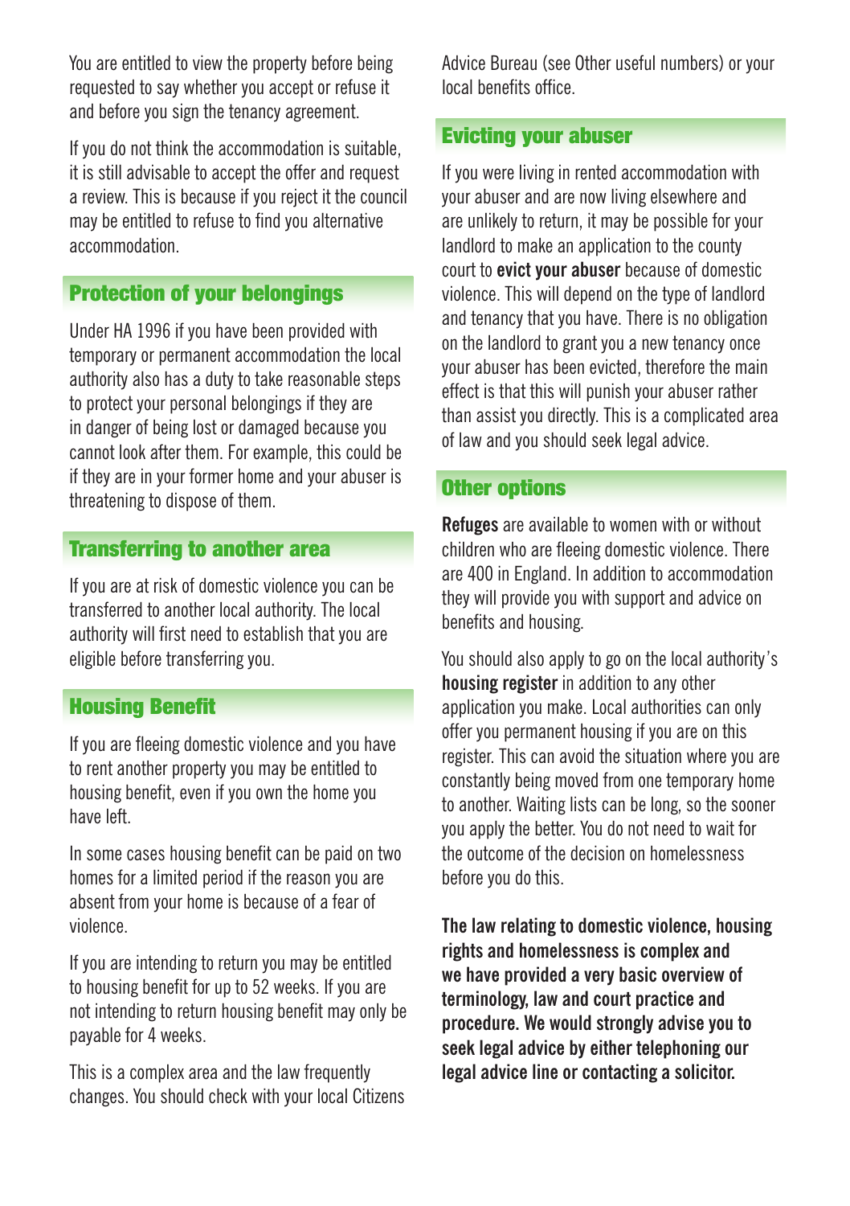You are entitled to view the property before being requested to say whether you accept or refuse it and before you sign the tenancy agreement.

If you do not think the accommodation is suitable, it is still advisable to accept the offer and request a review. This is because if you reject it the council may be entitled to refuse to find you alternative accommodation.

## Protection of your belongings

Under HA 1996 if you have been provided with temporary or permanent accommodation the local authority also has a duty to take reasonable steps to protect your personal belongings if they are in danger of being lost or damaged because you cannot look after them. For example, this could be if they are in your former home and your abuser is threatening to dispose of them.

## Transferring to another area

If you are at risk of domestic violence you can be transferred to another local authority. The local authority will first need to establish that you are eligible before transferring you.

## Housing Benefit

If you are fleeing domestic violence and you have to rent another property you may be entitled to housing benefit, even if you own the home you have left.

In some cases housing benefit can be paid on two homes for a limited period if the reason you are absent from your home is because of a fear of violence.

If you are intending to return you may be entitled to housing benefit for up to 52 weeks. If you are not intending to return housing benefit may only be payable for 4 weeks.

This is a complex area and the law frequently changes. You should check with your local Citizens Advice Bureau (see Other useful numbers) or your local benefits office.

## Evicting your abuser

If you were living in rented accommodation with your abuser and are now living elsewhere and are unlikely to return, it may be possible for your landlord to make an application to the county court to **evict your abuser** because of domestic violence. This will depend on the type of landlord and tenancy that you have. There is no obligation on the landlord to grant you a new tenancy once your abuser has been evicted, therefore the main effect is that this will punish your abuser rather than assist you directly. This is a complicated area of law and you should seek legal advice.

## Other options

**Refuges** are available to women with or without children who are fleeing domestic violence. There are 400 in England. In addition to accommodation they will provide you with support and advice on benefits and housing.

You should also apply to go on the local authority's **housing register** in addition to any other application you make. Local authorities can only offer you permanent housing if you are on this register. This can avoid the situation where you are constantly being moved from one temporary home to another. Waiting lists can be long, so the sooner you apply the better. You do not need to wait for the outcome of the decision on homelessness before you do this.

**The law relating to domestic violence, housing rights and homelessness is complex and we have provided a very basic overview of terminology, law and court practice and procedure. We would strongly advise you to seek legal advice by either telephoning our legal advice line or contacting a solicitor.**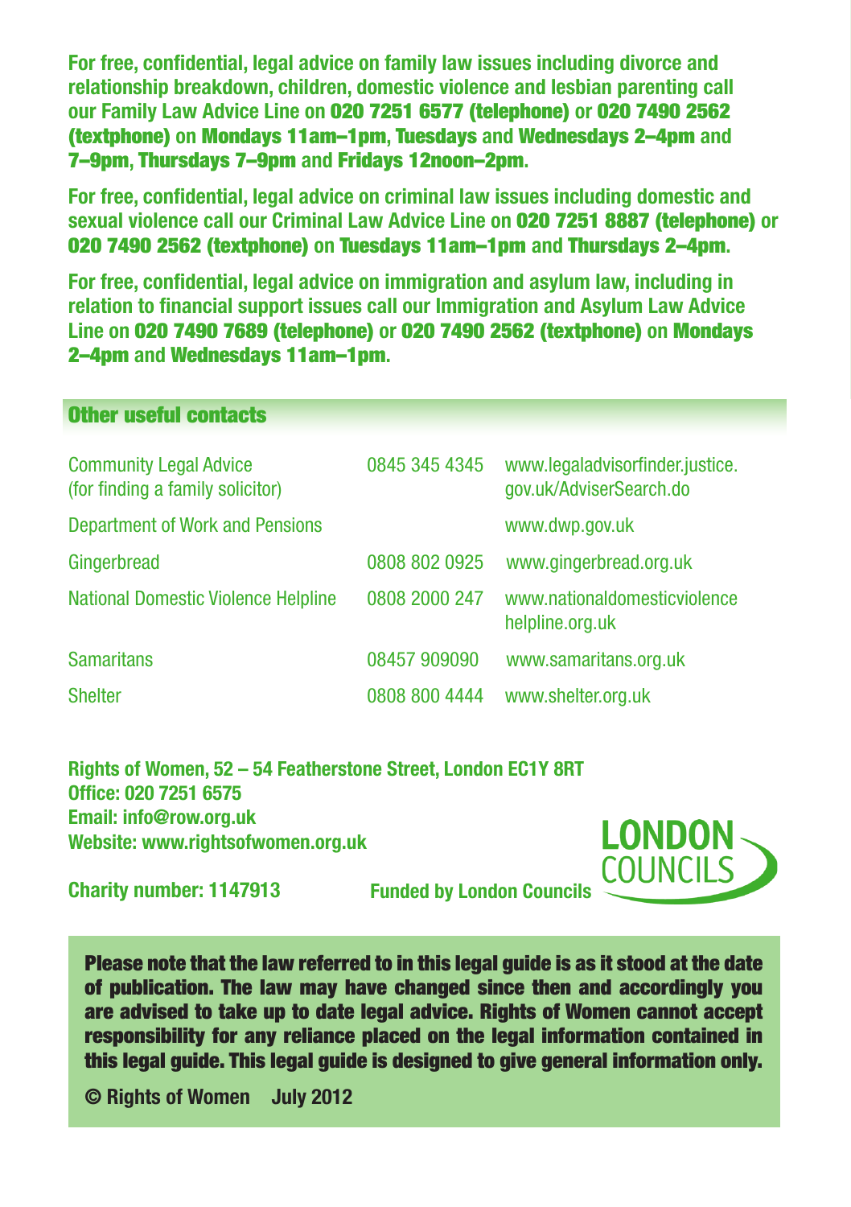**For free, confidential, legal advice on family law issues including divorce and relationship breakdown, children, domestic violence and lesbian parenting call our Family Law Advice Line on 020 7251 6577 (telephone) or 020 7490 2562 (textphone) on Mondays 11am–1pm, Tuesdays and Wednesdays 2–4pm and 7–9pm, Thursdays 7–9pm and Fridays 12noon–2pm.**

**For free, confidential, legal advice on criminal law issues including domestic and sexual violence call our Criminal Law Advice Line on 020 7251 8887 (telephone) or 020 7490 2562 (textphone) on Tuesdays 11am–1pm and Thursdays 2–4pm.**

**For free, confidential, legal advice on immigration and asylum law, including in relation to financial support issues call our Immigration and Asylum Law Advice Line on 020 7490 7689 (telephone) or 020 7490 2562 (textphone) on Mondays 2–4pm and Wednesdays 11am–1pm.**

## Other useful contacts

| | | |
|---|---|---|
| Community Legal Advice (for finding a family solicitor) | 0845 345 4345 | www.legaladvisorfinder.justice.gov.uk/AdviserSearch.do |
| Department of Work and Pensions | | www.dwp.gov.uk |
| Gingerbread | 0808 802 0925 | www.gingerbread.org.uk |
| National Domestic Violence Helpline | 0808 2000 247 | www.nationaldomesticviolencehelpline.org.uk |
| Samaritans | 08457 909090 | www.samaritans.org.uk |
| Shelter | 0808 800 4444 | www.shelter.org.uk |

**Rights of Women, 52 – 54 Featherstone Street, London EC1Y 8RT**
**Office: 020 7251 6575**
**Email: info@row.org.uk**
**Website: www.rightsofwomen.org.uk**

**Charity number: 1147913**

**Funded by London Councils**

LONDON COUNCILS

**Please note that the law referred to in this legal guide is as it stood at the date of publication. The law may have changed since then and accordingly you are advised to take up to date legal advice. Rights of Women cannot accept responsibility for any reliance placed on the legal information contained in this legal guide. This legal guide is designed to give general information only.**

**© Rights of Women July 2012**